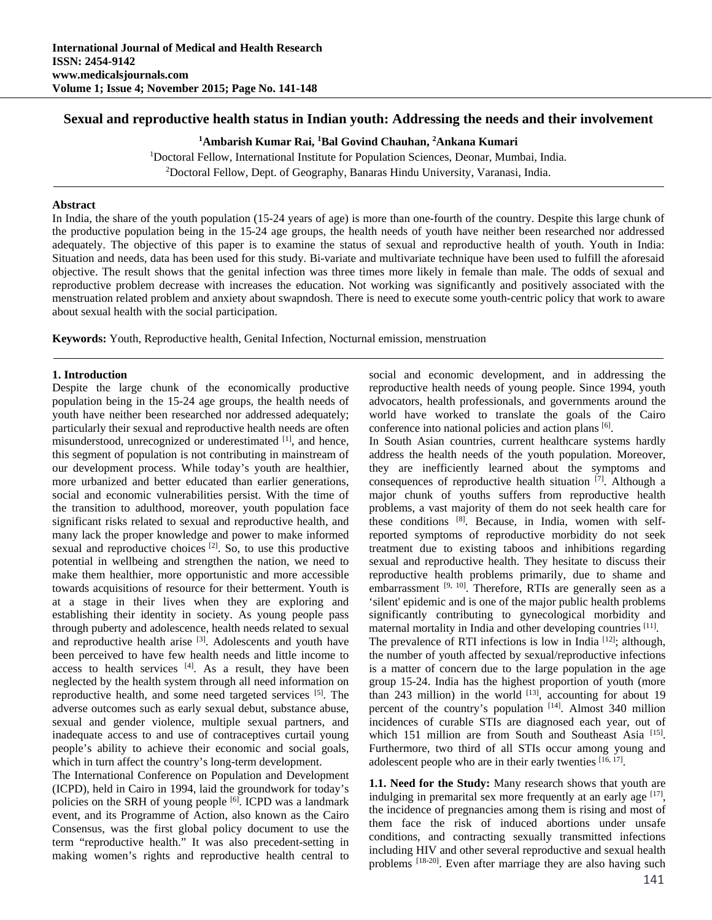# Sexual and reproductive health status in Indian youth: Addressing the needs and their involvement

**[1]Ambarish Kumar Rai, [1]Bal Govind Chauhan, [2]Ankana Kumari**

[1]Doctoral Fellow, International Institute for Population Sciences, Deonar, Mumbai, India.
[2]Doctoral Fellow, Dept. of Geography, Banaras Hindu University, Varanasi, India.

## Abstract

In India, the share of the youth population (15-24 years of age) is more than one-fourth of the country. Despite this large chunk of the productive population being in the 15-24 age groups, the health needs of youth have neither been researched nor addressed adequately. The objective of this paper is to examine the status of sexual and reproductive health of youth. Youth in India: Situation and needs, data has been used for this study. Bi-variate and multivariate technique have been used to fulfill the aforesaid objective. The result shows that the genital infection was three times more likely in female than male. The odds of sexual and reproductive problem decrease with increases the education. Not working was significantly and positively associated with the menstruation related problem and anxiety about swapndosh. There is need to execute some youth-centric policy that work to aware about sexual health with the social participation.

**Keywords:** Youth, Reproductive health, Genital Infection, Nocturnal emission, menstruation

## 1. Introduction

Despite the large chunk of the economically productive population being in the 15-24 age groups, the health needs of youth have neither been researched nor addressed adequately; particularly their sexual and reproductive health needs are often misunderstood, unrecognized or underestimated [1], and hence, this segment of population is not contributing in mainstream of our development process. While today's youth are healthier, more urbanized and better educated than earlier generations, social and economic vulnerabilities persist. With the time of the transition to adulthood, moreover, youth population face significant risks related to sexual and reproductive health, and many lack the proper knowledge and power to make informed sexual and reproductive choices [2]. So, to use this productive potential in wellbeing and strengthen the nation, we need to make them healthier, more opportunistic and more accessible towards acquisitions of resource for their betterment. Youth is at a stage in their lives when they are exploring and establishing their identity in society. As young people pass through puberty and adolescence, health needs related to sexual and reproductive health arise [3]. Adolescents and youth have been perceived to have few health needs and little income to access to health services [4]. As a result, they have been neglected by the health system through all need information on reproductive health, and some need targeted services [5]. The adverse outcomes such as early sexual debut, substance abuse, sexual and gender violence, multiple sexual partners, and inadequate access to and use of contraceptives curtail young people's ability to achieve their economic and social goals, which in turn affect the country's long-term development.

The International Conference on Population and Development (ICPD), held in Cairo in 1994, laid the groundwork for today's policies on the SRH of young people [6]. ICPD was a landmark event, and its Programme of Action, also known as the Cairo Consensus, was the first global policy document to use the term "reproductive health." It was also precedent-setting in making women's rights and reproductive health central to social and economic development, and in addressing the reproductive health needs of young people. Since 1994, youth advocators, health professionals, and governments around the world have worked to translate the goals of the Cairo conference into national policies and action plans [6].

In South Asian countries, current healthcare systems hardly address the health needs of the youth population. Moreover, they are inefficiently learned about the symptoms and consequences of reproductive health situation [7]. Although a major chunk of youths suffers from reproductive health problems, a vast majority of them do not seek health care for these conditions [8]. Because, in India, women with self-reported symptoms of reproductive morbidity do not seek treatment due to existing taboos and inhibitions regarding sexual and reproductive health. They hesitate to discuss their reproductive health problems primarily, due to shame and embarrassment [9, 10]. Therefore, RTIs are generally seen as a 'silent' epidemic and is one of the major public health problems significantly contributing to gynecological morbidity and maternal mortality in India and other developing countries [11].

The prevalence of RTI infections is low in India [12]; although, the number of youth affected by sexual/reproductive infections is a matter of concern due to the large population in the age group 15-24. India has the highest proportion of youth (more than 243 million) in the world [13], accounting for about 19 percent of the country's population [14]. Almost 340 million incidences of curable STIs are diagnosed each year, out of which 151 million are from South and Southeast Asia [15]. Furthermore, two third of all STIs occur among young and adolescent people who are in their early twenties [16, 17].

**1.1. Need for the Study:** Many research shows that youth are indulging in premarital sex more frequently at an early age [17], the incidence of pregnancies among them is rising and most of them face the risk of induced abortions under unsafe conditions, and contracting sexually transmitted infections including HIV and other several reproductive and sexual health problems [18-20]. Even after marriage they are also having such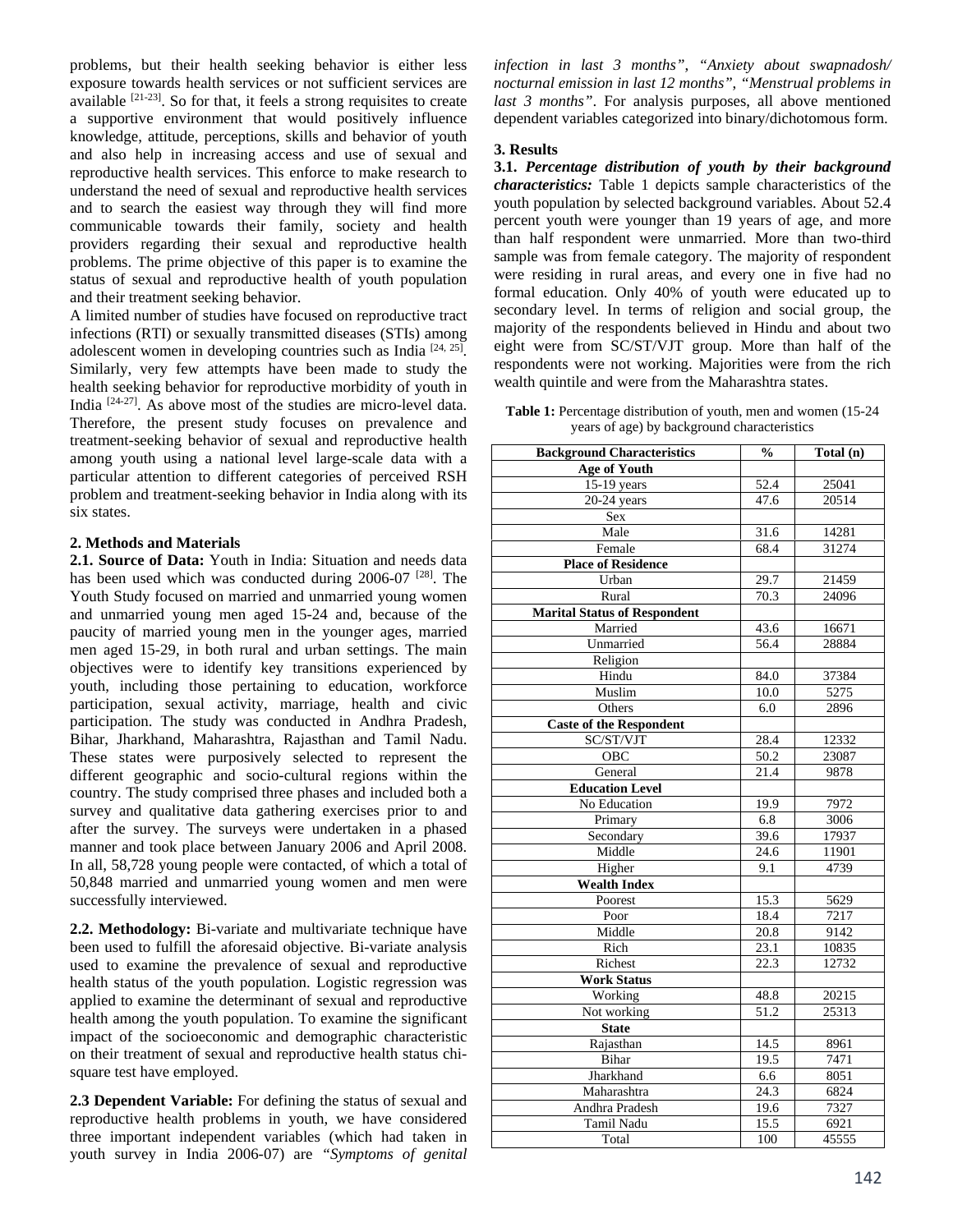problems, but their health seeking behavior is either less exposure towards health services or not sufficient services are available [21-23]. So for that, it feels a strong requisites to create a supportive environment that would positively influence knowledge, attitude, perceptions, skills and behavior of youth and also help in increasing access and use of sexual and reproductive health services. This enforce to make research to understand the need of sexual and reproductive health services and to search the easiest way through they will find more communicable towards their family, society and health providers regarding their sexual and reproductive health problems. The prime objective of this paper is to examine the status of sexual and reproductive health of youth population and their treatment seeking behavior.

A limited number of studies have focused on reproductive tract infections (RTI) or sexually transmitted diseases (STIs) among adolescent women in developing countries such as India [24, 25]. Similarly, very few attempts have been made to study the health seeking behavior for reproductive morbidity of youth in India [24-27]. As above most of the studies are micro-level data. Therefore, the present study focuses on prevalence and treatment-seeking behavior of sexual and reproductive health among youth using a national level large-scale data with a particular attention to different categories of perceived RSH problem and treatment-seeking behavior in India along with its six states.

## 2. Methods and Materials

**2.1. Source of Data:** Youth in India: Situation and needs data has been used which was conducted during 2006-07 [28]. The Youth Study focused on married and unmarried young women and unmarried young men aged 15-24 and, because of the paucity of married young men in the younger ages, married men aged 15-29, in both rural and urban settings. The main objectives were to identify key transitions experienced by youth, including those pertaining to education, workforce participation, sexual activity, marriage, health and civic participation. The study was conducted in Andhra Pradesh, Bihar, Jharkhand, Maharashtra, Rajasthan and Tamil Nadu. These states were purposively selected to represent the different geographic and socio-cultural regions within the country. The study comprised three phases and included both a survey and qualitative data gathering exercises prior to and after the survey. The surveys were undertaken in a phased manner and took place between January 2006 and April 2008. In all, 58,728 young people were contacted, of which a total of 50,848 married and unmarried young women and men were successfully interviewed.

**2.2. Methodology:** Bi-variate and multivariate technique have been used to fulfill the aforesaid objective. Bi-variate analysis used to examine the prevalence of sexual and reproductive health status of the youth population. Logistic regression was applied to examine the determinant of sexual and reproductive health among the youth population. To examine the significant impact of the socioeconomic and demographic characteristic on their treatment of sexual and reproductive health status chi-square test have employed.

**2.3 Dependent Variable:** For defining the status of sexual and reproductive health problems in youth, we have considered three important independent variables (which had taken in youth survey in India 2006-07) are *"Symptoms of genital infection in last 3 months", "Anxiety about swapnadosh/ nocturnal emission in last 12 months", "Menstrual problems in last 3 months"*. For analysis purposes, all above mentioned dependent variables categorized into binary/dichotomous form.

## 3. Results

**3.1. *Percentage distribution of youth by their background characteristics:*** Table 1 depicts sample characteristics of the youth population by selected background variables. About 52.4 percent youth were younger than 19 years of age, and more than half respondent were unmarried. More than two-third sample was from female category. The majority of respondent were residing in rural areas, and every one in five had no formal education. Only 40% of youth were educated up to secondary level. In terms of religion and social group, the majority of the respondents believed in Hindu and about two eight were from SC/ST/VJT group. More than half of the respondents were not working. Majorities were from the rich wealth quintile and were from the Maharashtra states.

**Table 1:** Percentage distribution of youth, men and women (15-24 years of age) by background characteristics

| Background Characteristics | % | Total (n) |
|---|---|---|
| **Age of Youth** | | |
| 15-19 years | 52.4 | 25041 |
| 20-24 years | 47.6 | 20514 |
| Sex | | |
| Male | 31.6 | 14281 |
| Female | 68.4 | 31274 |
| **Place of Residence** | | |
| Urban | 29.7 | 21459 |
| Rural | 70.3 | 24096 |
| **Marital Status of Respondent** | | |
| Married | 43.6 | 16671 |
| Unmarried | 56.4 | 28884 |
| Religion | | |
| Hindu | 84.0 | 37384 |
| Muslim | 10.0 | 5275 |
| Others | 6.0 | 2896 |
| **Caste of the Respondent** | | |
| SC/ST/VJT | 28.4 | 12332 |
| OBC | 50.2 | 23087 |
| General | 21.4 | 9878 |
| **Education Level** | | |
| No Education | 19.9 | 7972 |
| Primary | 6.8 | 3006 |
| Secondary | 39.6 | 17937 |
| Middle | 24.6 | 11901 |
| Higher | 9.1 | 4739 |
| **Wealth Index** | | |
| Poorest | 15.3 | 5629 |
| Poor | 18.4 | 7217 |
| Middle | 20.8 | 9142 |
| Rich | 23.1 | 10835 |
| Richest | 22.3 | 12732 |
| **Work Status** | | |
| Working | 48.8 | 20215 |
| Not working | 51.2 | 25313 |
| **State** | | |
| Rajasthan | 14.5 | 8961 |
| Bihar | 19.5 | 7471 |
| Jharkhand | 6.6 | 8051 |
| Maharashtra | 24.3 | 6824 |
| Andhra Pradesh | 19.6 | 7327 |
| Tamil Nadu | 15.5 | 6921 |
| Total | 100 | 45555 |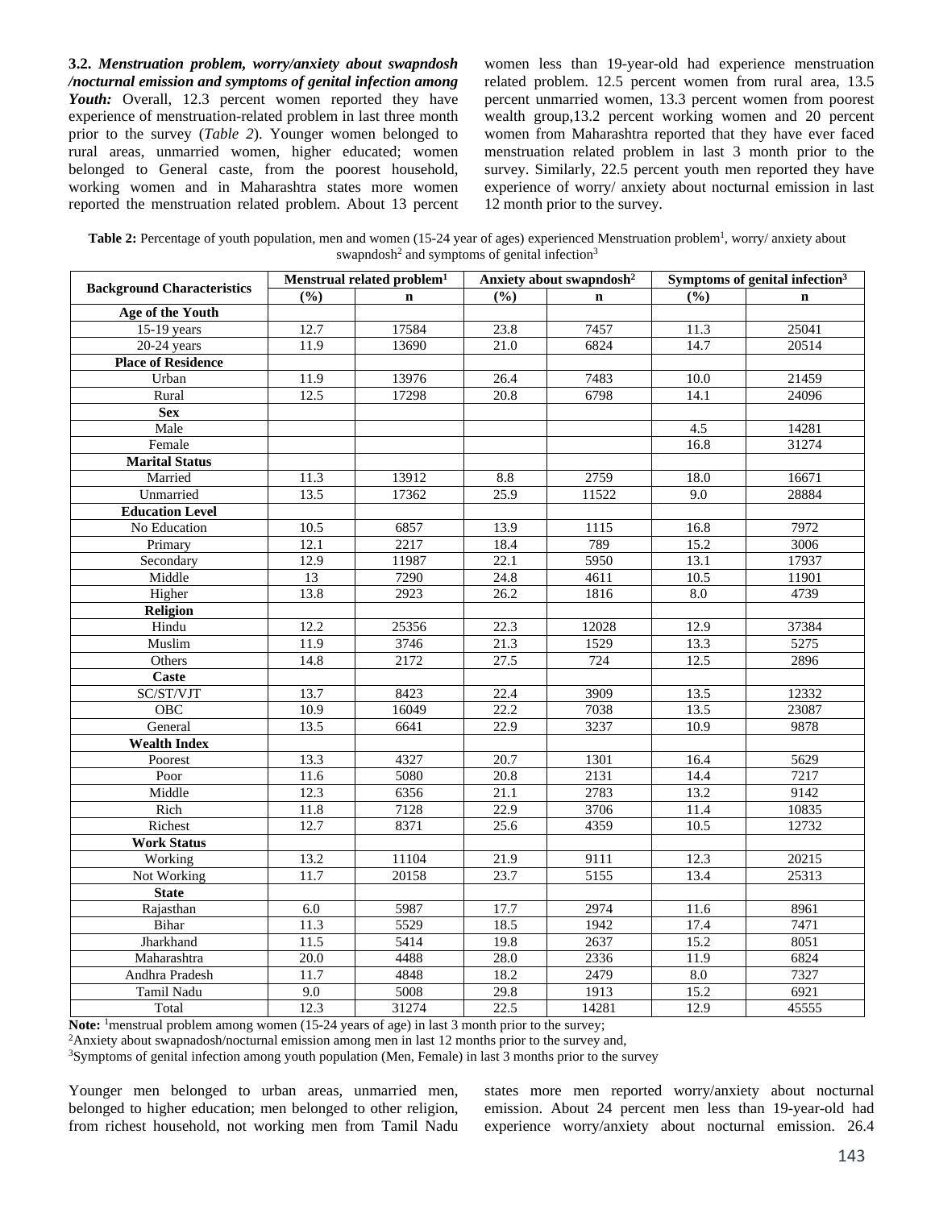**3.2.** ***Menstruation problem, worry/anxiety about swapndosh /nocturnal emission and symptoms of genital infection among Youth:*** Overall, 12.3 percent women reported they have experience of menstruation-related problem in last three month prior to the survey (*Table 2*). Younger women belonged to rural areas, unmarried women, higher educated; women belonged to General caste, from the poorest household, working women and in Maharashtra states more women reported the menstruation related problem. About 13 percent women less than 19-year-old had experience menstruation related problem. 12.5 percent women from rural area, 13.5 percent unmarried women, 13.3 percent women from poorest wealth group,13.2 percent working women and 20 percent women from Maharashtra reported that they have ever faced menstruation related problem in last 3 month prior to the survey. Similarly, 22.5 percent youth men reported they have experience of worry/ anxiety about nocturnal emission in last 12 month prior to the survey.

**Table 2:** Percentage of youth population, men and women (15-24 year of ages) experienced Menstruation problem[1], worry/ anxiety about swapndosh[2] and symptoms of genital infection[3]

| Background Characteristics | Menstrual related problem[1] | | Anxiety about swapndosh[2] | | Symptoms of genital infection[3] | |
|---|---|---|---|---|---|---|
| | (%) | n | (%) | n | (%) | n |
| **Age of the Youth** | | | | | | |
| 15-19 years | 12.7 | 17584 | 23.8 | 7457 | 11.3 | 25041 |
| 20-24 years | 11.9 | 13690 | 21.0 | 6824 | 14.7 | 20514 |
| **Place of Residence** | | | | | | |
| Urban | 11.9 | 13976 | 26.4 | 7483 | 10.0 | 21459 |
| Rural | 12.5 | 17298 | 20.8 | 6798 | 14.1 | 24096 |
| **Sex** | | | | | | |
| Male | | | | | 4.5 | 14281 |
| Female | | | | | 16.8 | 31274 |
| **Marital Status** | | | | | | |
| Married | 11.3 | 13912 | 8.8 | 2759 | 18.0 | 16671 |
| Unmarried | 13.5 | 17362 | 25.9 | 11522 | 9.0 | 28884 |
| **Education Level** | | | | | | |
| No Education | 10.5 | 6857 | 13.9 | 1115 | 16.8 | 7972 |
| Primary | 12.1 | 2217 | 18.4 | 789 | 15.2 | 3006 |
| Secondary | 12.9 | 11987 | 22.1 | 5950 | 13.1 | 17937 |
| Middle | 13 | 7290 | 24.8 | 4611 | 10.5 | 11901 |
| Higher | 13.8 | 2923 | 26.2 | 1816 | 8.0 | 4739 |
| **Religion** | | | | | | |
| Hindu | 12.2 | 25356 | 22.3 | 12028 | 12.9 | 37384 |
| Muslim | 11.9 | 3746 | 21.3 | 1529 | 13.3 | 5275 |
| Others | 14.8 | 2172 | 27.5 | 724 | 12.5 | 2896 |
| **Caste** | | | | | | |
| SC/ST/VJT | 13.7 | 8423 | 22.4 | 3909 | 13.5 | 12332 |
| OBC | 10.9 | 16049 | 22.2 | 7038 | 13.5 | 23087 |
| General | 13.5 | 6641 | 22.9 | 3237 | 10.9 | 9878 |
| **Wealth Index** | | | | | | |
| Poorest | 13.3 | 4327 | 20.7 | 1301 | 16.4 | 5629 |
| Poor | 11.6 | 5080 | 20.8 | 2131 | 14.4 | 7217 |
| Middle | 12.3 | 6356 | 21.1 | 2783 | 13.2 | 9142 |
| Rich | 11.8 | 7128 | 22.9 | 3706 | 11.4 | 10835 |
| Richest | 12.7 | 8371 | 25.6 | 4359 | 10.5 | 12732 |
| **Work Status** | | | | | | |
| Working | 13.2 | 11104 | 21.9 | 9111 | 12.3 | 20215 |
| Not Working | 11.7 | 20158 | 23.7 | 5155 | 13.4 | 25313 |
| **State** | | | | | | |
| Rajasthan | 6.0 | 5987 | 17.7 | 2974 | 11.6 | 8961 |
| Bihar | 11.3 | 5529 | 18.5 | 1942 | 17.4 | 7471 |
| Jharkhand | 11.5 | 5414 | 19.8 | 2637 | 15.2 | 8051 |
| Maharashtra | 20.0 | 4488 | 28.0 | 2336 | 11.9 | 6824 |
| Andhra Pradesh | 11.7 | 4848 | 18.2 | 2479 | 8.0 | 7327 |
| Tamil Nadu | 9.0 | 5008 | 29.8 | 1913 | 15.2 | 6921 |
| Total | 12.3 | 31274 | 22.5 | 14281 | 12.9 | 45555 |

**Note:** [1]menstrual problem among women (15-24 years of age) in last 3 month prior to the survey;
[2]Anxiety about swapnadosh/nocturnal emission among men in last 12 months prior to the survey and,
[3]Symptoms of genital infection among youth population (Men, Female) in last 3 months prior to the survey

Younger men belonged to urban areas, unmarried men, belonged to higher education; men belonged to other religion, from richest household, not working men from Tamil Nadu states more men reported worry/anxiety about nocturnal emission. About 24 percent men less than 19-year-old had experience worry/anxiety about nocturnal emission. 26.4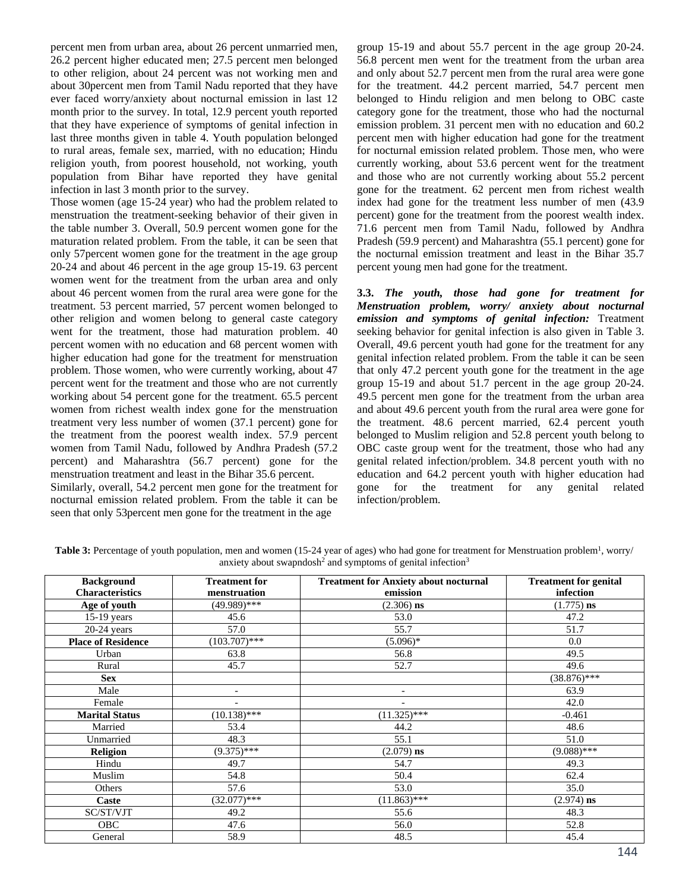percent men from urban area, about 26 percent unmarried men, 26.2 percent higher educated men; 27.5 percent men belonged to other religion, about 24 percent was not working men and about 30percent men from Tamil Nadu reported that they have ever faced worry/anxiety about nocturnal emission in last 12 month prior to the survey. In total, 12.9 percent youth reported that they have experience of symptoms of genital infection in last three months given in table 4. Youth population belonged to rural areas, female sex, married, with no education; Hindu religion youth, from poorest household, not working, youth population from Bihar have reported they have genital infection in last 3 month prior to the survey.

Those women (age 15-24 year) who had the problem related to menstruation the treatment-seeking behavior of their given in the table number 3. Overall, 50.9 percent women gone for the maturation related problem. From the table, it can be seen that only 57percent women gone for the treatment in the age group 20-24 and about 46 percent in the age group 15-19. 63 percent women went for the treatment from the urban area and only about 46 percent women from the rural area were gone for the treatment. 53 percent married, 57 percent women belonged to other religion and women belong to general caste category went for the treatment, those had maturation problem. 40 percent women with no education and 68 percent women with higher education had gone for the treatment for menstruation problem. Those women, who were currently working, about 47 percent went for the treatment and those who are not currently working about 54 percent gone for the treatment. 65.5 percent women from richest wealth index gone for the menstruation treatment very less number of women (37.1 percent) gone for the treatment from the poorest wealth index. 57.9 percent women from Tamil Nadu, followed by Andhra Pradesh (57.2 percent) and Maharashtra (56.7 percent) gone for the menstruation treatment and least in the Bihar 35.6 percent.

Similarly, overall, 54.2 percent men gone for the treatment for nocturnal emission related problem. From the table it can be seen that only 53percent men gone for the treatment in the age group 15-19 and about 55.7 percent in the age group 20-24. 56.8 percent men went for the treatment from the urban area and only about 52.7 percent men from the rural area were gone for the treatment. 44.2 percent married, 54.7 percent men belonged to Hindu religion and men belong to OBC caste category gone for the treatment, those who had the nocturnal emission problem. 31 percent men with no education and 60.2 percent men with higher education had gone for the treatment for nocturnal emission related problem. Those men, who were currently working, about 53.6 percent went for the treatment and those who are not currently working about 55.2 percent gone for the treatment. 62 percent men from richest wealth index had gone for the treatment less number of men (43.9 percent) gone for the treatment from the poorest wealth index. 71.6 percent men from Tamil Nadu, followed by Andhra Pradesh (59.9 percent) and Maharashtra (55.1 percent) gone for the nocturnal emission treatment and least in the Bihar 35.7 percent young men had gone for the treatment.

**3.3.** ***The youth, those had gone for treatment for Menstruation problem, worry/ anxiety about nocturnal emission and symptoms of genital infection:*** Treatment seeking behavior for genital infection is also given in Table 3. Overall, 49.6 percent youth had gone for the treatment for any genital infection related problem. From the table it can be seen that only 47.2 percent youth gone for the treatment in the age group 15-19 and about 51.7 percent in the age group 20-24. 49.5 percent men gone for the treatment from the urban area and about 49.6 percent youth from the rural area were gone for the treatment. 48.6 percent married, 62.4 percent youth belonged to Muslim religion and 52.8 percent youth belong to OBC caste group went for the treatment, those who had any genital related infection/problem. 34.8 percent youth with no education and 64.2 percent youth with higher education had gone for the treatment for any genital related infection/problem.

**Table 3:** Percentage of youth population, men and women (15-24 year of ages) who had gone for treatment for Menstruation problem[1], worry/ anxiety about swapndosh[2] and symptoms of genital infection[3]

| Background Characteristics | Treatment for menstruation | Treatment for Anxiety about nocturnal emission | Treatment for genital infection |
|---|---|---|---|
| **Age of youth** | (49.989)*** | (2.306) **ns** | (1.775) **ns** |
| 15-19 years | 45.6 | 53.0 | 47.2 |
| 20-24 years | 57.0 | 55.7 | 51.7 |
| **Place of Residence** | (103.707)*** | (5.096)* | 0.0 |
| Urban | 63.8 | 56.8 | 49.5 |
| Rural | 45.7 | 52.7 | 49.6 |
| **Sex** | | | (38.876)*** |
| Male | - | - | 63.9 |
| Female | - | - | 42.0 |
| **Marital Status** | (10.138)*** | (11.325)*** | -0.461 |
| Married | 53.4 | 44.2 | 48.6 |
| Unmarried | 48.3 | 55.1 | 51.0 |
| **Religion** | (9.375)*** | (2.079) **ns** | (9.088)*** |
| Hindu | 49.7 | 54.7 | 49.3 |
| Muslim | 54.8 | 50.4 | 62.4 |
| Others | 57.6 | 53.0 | 35.0 |
| **Caste** | (32.077)*** | (11.863)*** | (2.974) **ns** |
| SC/ST/VJT | 49.2 | 55.6 | 48.3 |
| OBC | 47.6 | 56.0 | 52.8 |
| General | 58.9 | 48.5 | 45.4 |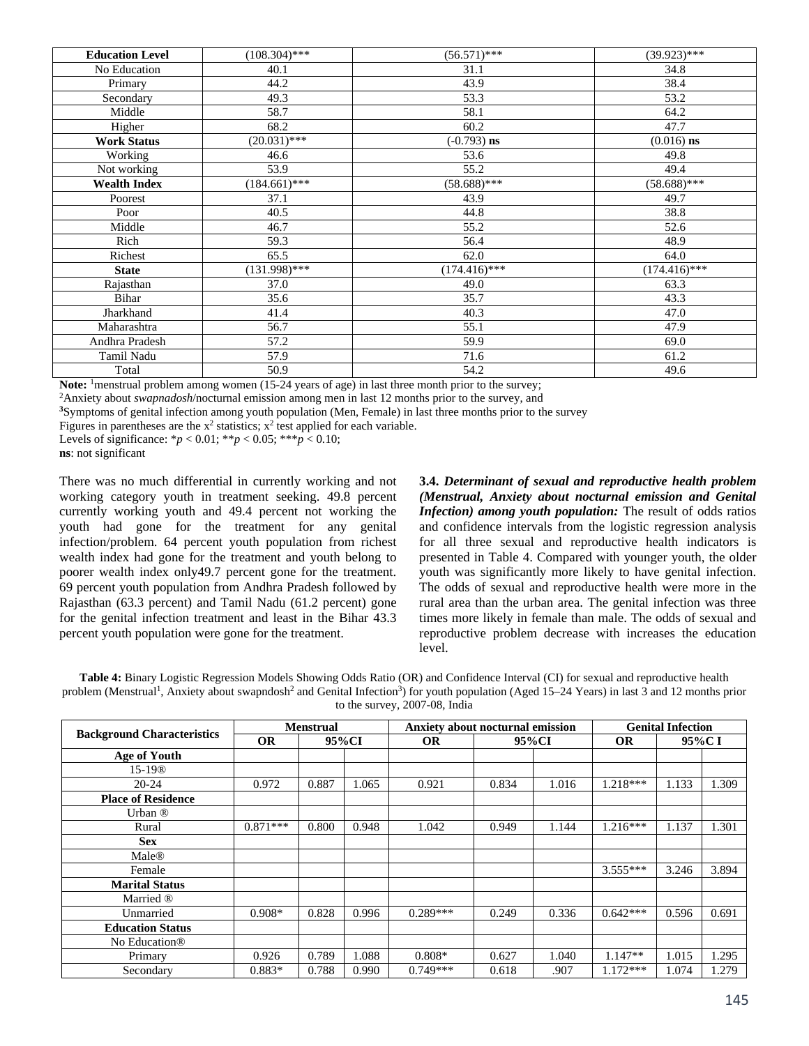| Education Level | (108.304)*** | (56.571)*** | (39.923)*** |
|---|---|---|---|
| No Education | 40.1 | 31.1 | 34.8 |
| Primary | 44.2 | 43.9 | 38.4 |
| Secondary | 49.3 | 53.3 | 53.2 |
| Middle | 58.7 | 58.1 | 64.2 |
| Higher | 68.2 | 60.2 | 47.7 |
| **Work Status** | (20.031)*** | (-0.793) **ns** | (0.016) **ns** |
| Working | 46.6 | 53.6 | 49.8 |
| Not working | 53.9 | 55.2 | 49.4 |
| **Wealth Index** | (184.661)*** | (58.688)*** | (58.688)*** |
| Poorest | 37.1 | 43.9 | 49.7 |
| Poor | 40.5 | 44.8 | 38.8 |
| Middle | 46.7 | 55.2 | 52.6 |
| Rich | 59.3 | 56.4 | 48.9 |
| Richest | 65.5 | 62.0 | 64.0 |
| **State** | (131.998)*** | (174.416)*** | (174.416)*** |
| Rajasthan | 37.0 | 49.0 | 63.3 |
| Bihar | 35.6 | 35.7 | 43.3 |
| Jharkhand | 41.4 | 40.3 | 47.0 |
| Maharashtra | 56.7 | 55.1 | 47.9 |
| Andhra Pradesh | 57.2 | 59.9 | 69.0 |
| Tamil Nadu | 57.9 | 71.6 | 61.2 |
| Total | 50.9 | 54.2 | 49.6 |

**Note:** [1]menstrual problem among women (15-24 years of age) in last three month prior to the survey;
[2]Anxiety about *swapnadosh*/nocturnal emission among men in last 12 months prior to the survey, and
**[3]**Symptoms of genital infection among youth population (Men, Female) in last three months prior to the survey
Figures in parentheses are the $x^2$ statistics; $x^2$ test applied for each variable.
Levels of significance: *$p < 0.01$; **$p < 0.05$; ***$p < 0.10$;
**ns**: not significant

There was no much differential in currently working and not working category youth in treatment seeking. 49.8 percent currently working youth and 49.4 percent not working the youth had gone for the treatment for any genital infection/problem. 64 percent youth population from richest wealth index had gone for the treatment and youth belong to poorer wealth index only49.7 percent gone for the treatment. 69 percent youth population from Andhra Pradesh followed by Rajasthan (63.3 percent) and Tamil Nadu (61.2 percent) gone for the genital infection treatment and least in the Bihar 43.3 percent youth population were gone for the treatment.

**3.4.** ***Determinant of sexual and reproductive health problem (Menstrual, Anxiety about nocturnal emission and Genital Infection) among youth population:*** The result of odds ratios and confidence intervals from the logistic regression analysis for all three sexual and reproductive health indicators is presented in Table 4. Compared with younger youth, the older youth was significantly more likely to have genital infection. The odds of sexual and reproductive health were more in the rural area than the urban area. The genital infection was three times more likely in female than male. The odds of sexual and reproductive problem decrease with increases the education level.

**Table 4:** Binary Logistic Regression Models Showing Odds Ratio (OR) and Confidence Interval (CI) for sexual and reproductive health problem (Menstrual[1], Anxiety about swapndosh[2] and Genital Infection[3]) for youth population (Aged 15–24 Years) in last 3 and 12 months prior to the survey, 2007-08, India

| Background Characteristics | Menstrual | | | Anxiety about nocturnal emission | | | Genital Infection | | |
|---|---|---|---|---|---|---|---|---|---|
| | OR | 95%CI | | OR | 95%CI | | OR | 95%C I | |
| **Age of Youth** | | | | | | | | | |
| 15-19® | | | | | | | | | |
| 20-24 | 0.972 | 0.887 | 1.065 | 0.921 | 0.834 | 1.016 | 1.218*** | 1.133 | 1.309 |
| **Place of Residence** | | | | | | | | | |
| Urban ® | | | | | | | | | |
| Rural | 0.871*** | 0.800 | 0.948 | 1.042 | 0.949 | 1.144 | 1.216*** | 1.137 | 1.301 |
| **Sex** | | | | | | | | | |
| Male® | | | | | | | | | |
| Female | | | | | | | 3.555*** | 3.246 | 3.894 |
| **Marital Status** | | | | | | | | | |
| Married ® | | | | | | | | | |
| Unmarried | 0.908* | 0.828 | 0.996 | 0.289*** | 0.249 | 0.336 | 0.642*** | 0.596 | 0.691 |
| **Education Status** | | | | | | | | | |
| No Education® | | | | | | | | | |
| Primary | 0.926 | 0.789 | 1.088 | 0.808* | 0.627 | 1.040 | 1.147** | 1.015 | 1.295 |
| Secondary | 0.883* | 0.788 | 0.990 | 0.749*** | 0.618 | .907 | 1.172*** | 1.074 | 1.279 |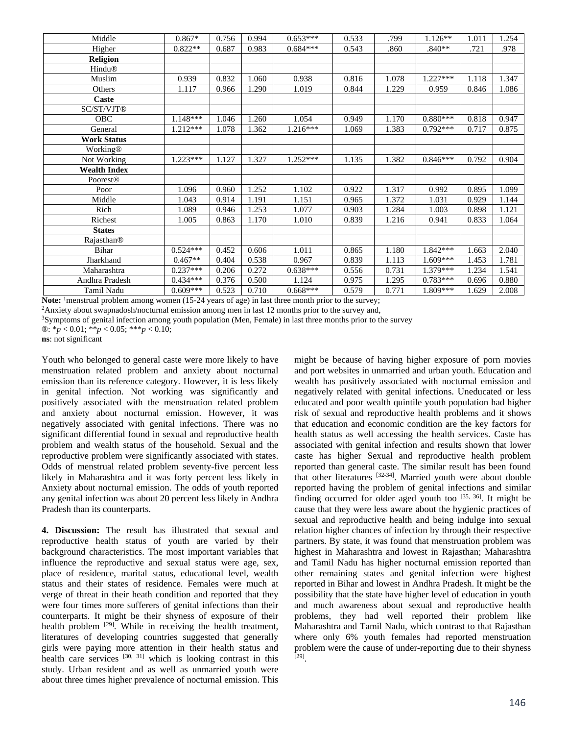| | | | | | | | | | |
|---|---|---|---|---|---|---|---|---|---|
| Middle | 0.867* | 0.756 | 0.994 | 0.653*** | 0.533 | .799 | 1.126** | 1.011 | 1.254 |
| Higher | 0.822** | 0.687 | 0.983 | 0.684*** | 0.543 | .860 | .840** | .721 | .978 |
| **Religion** | | | | | | | | | |
| Hindu® | | | | | | | | | |
| Muslim | 0.939 | 0.832 | 1.060 | 0.938 | 0.816 | 1.078 | 1.227*** | 1.118 | 1.347 |
| Others | 1.117 | 0.966 | 1.290 | 1.019 | 0.844 | 1.229 | 0.959 | 0.846 | 1.086 |
| **Caste** | | | | | | | | | |
| SC/ST/VJT® | | | | | | | | | |
| OBC | 1.148*** | 1.046 | 1.260 | 1.054 | 0.949 | 1.170 | 0.880*** | 0.818 | 0.947 |
| General | 1.212*** | 1.078 | 1.362 | 1.216*** | 1.069 | 1.383 | 0.792*** | 0.717 | 0.875 |
| **Work Status** | | | | | | | | | |
| Working® | | | | | | | | | |
| Not Working | 1.223*** | 1.127 | 1.327 | 1.252*** | 1.135 | 1.382 | 0.846*** | 0.792 | 0.904 |
| **Wealth Index** | | | | | | | | | |
| Poorest® | | | | | | | | | |
| Poor | 1.096 | 0.960 | 1.252 | 1.102 | 0.922 | 1.317 | 0.992 | 0.895 | 1.099 |
| Middle | 1.043 | 0.914 | 1.191 | 1.151 | 0.965 | 1.372 | 1.031 | 0.929 | 1.144 |
| Rich | 1.089 | 0.946 | 1.253 | 1.077 | 0.903 | 1.284 | 1.003 | 0.898 | 1.121 |
| Richest | 1.005 | 0.863 | 1.170 | 1.010 | 0.839 | 1.216 | 0.941 | 0.833 | 1.064 |
| **States** | | | | | | | | | |
| Rajasthan® | | | | | | | | | |
| Bihar | 0.524*** | 0.452 | 0.606 | 1.011 | 0.865 | 1.180 | 1.842*** | 1.663 | 2.040 |
| Jharkhand | 0.467** | 0.404 | 0.538 | 0.967 | 0.839 | 1.113 | 1.609*** | 1.453 | 1.781 |
| Maharashtra | 0.237*** | 0.206 | 0.272 | 0.638*** | 0.556 | 0.731 | 1.379*** | 1.234 | 1.541 |
| Andhra Pradesh | 0.434*** | 0.376 | 0.500 | 1.124 | 0.975 | 1.295 | 0.783*** | 0.696 | 0.880 |
| Tamil Nadu | 0.609*** | 0.523 | 0.710 | 0.668*** | 0.579 | 0.771 | 1.809*** | 1.629 | 2.008 |

**Note:** [1]menstrual problem among women (15-24 years of age) in last three month prior to the survey;
[2]Anxiety about swapnadosh/nocturnal emission among men in last 12 months prior to the survey and,
[3]Symptoms of genital infection among youth population (Men, Female) in last three months prior to the survey
®: *$p < 0.01$; **$p < 0.05$; ***$p < 0.10$;
**ns**: not significant

Youth who belonged to general caste were more likely to have menstruation related problem and anxiety about nocturnal emission than its reference category. However, it is less likely in genital infection. Not working was significantly and positively associated with the menstruation related problem and anxiety about nocturnal emission. However, it was negatively associated with genital infections. There was no significant differential found in sexual and reproductive health problem and wealth status of the household. Sexual and the reproductive problem were significantly associated with states. Odds of menstrual related problem seventy-five percent less likely in Maharashtra and it was forty percent less likely in Anxiety about nocturnal emission. The odds of youth reported any genital infection was about 20 percent less likely in Andhra Pradesh than its counterparts.

**4. Discussion:** The result has illustrated that sexual and reproductive health status of youth are varied by their background characteristics. The most important variables that influence the reproductive and sexual status were age, sex, place of residence, marital status, educational level, wealth status and their states of residence. Females were much at verge of threat in their heath condition and reported that they were four times more sufferers of genital infections than their counterparts. It might be their shyness of exposure of their health problem [29]. While in receiving the health treatment, literatures of developing countries suggested that generally girls were paying more attention in their health status and health care services [30, 31] which is looking contrast in this study. Urban resident and as well as unmarried youth were about three times higher prevalence of nocturnal emission. This might be because of having higher exposure of porn movies and port websites in unmarried and urban youth. Education and wealth has positively associated with nocturnal emission and negatively related with genital infections. Uneducated or less educated and poor wealth quintile youth population had higher risk of sexual and reproductive health problems and it shows that education and economic condition are the key factors for health status as well accessing the health services. Caste has associated with genital infection and results shown that lower caste has higher Sexual and reproductive health problem reported than general caste. The similar result has been found that other literatures [32-34]. Married youth were about double reported having the problem of genital infections and similar finding occurred for older aged youth too [35, 36]. It might be cause that they were less aware about the hygienic practices of sexual and reproductive health and being indulge into sexual relation higher chances of infection by through their respective partners. By state, it was found that menstruation problem was highest in Maharashtra and lowest in Rajasthan; Maharashtra and Tamil Nadu has higher nocturnal emission reported than other remaining states and genital infection were highest reported in Bihar and lowest in Andhra Pradesh. It might be the possibility that the state have higher level of education in youth and much awareness about sexual and reproductive health problems, they had well reported their problem like Maharashtra and Tamil Nadu, which contrast to that Rajasthan where only 6% youth females had reported menstruation problem were the cause of under-reporting due to their shyness [29].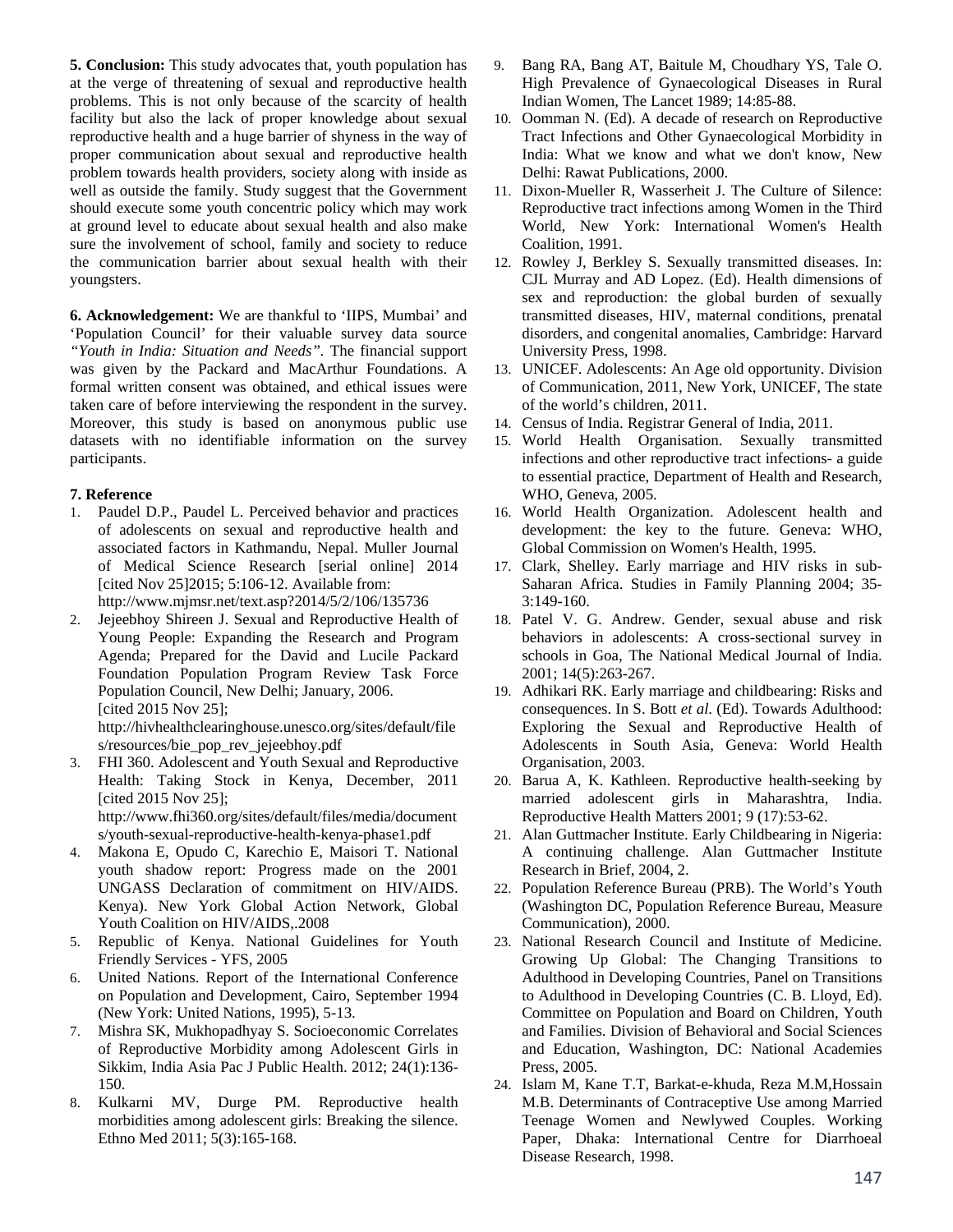**5. Conclusion:** This study advocates that, youth population has at the verge of threatening of sexual and reproductive health problems. This is not only because of the scarcity of health facility but also the lack of proper knowledge about sexual reproductive health and a huge barrier of shyness in the way of proper communication about sexual and reproductive health problem towards health providers, society along with inside as well as outside the family. Study suggest that the Government should execute some youth concentric policy which may work at ground level to educate about sexual health and also make sure the involvement of school, family and society to reduce the communication barrier about sexual health with their youngsters.

**6. Acknowledgement:** We are thankful to 'IIPS, Mumbai' and 'Population Council' for their valuable survey data source *"Youth in India: Situation and Needs"*. The financial support was given by the Packard and MacArthur Foundations. A formal written consent was obtained, and ethical issues were taken care of before interviewing the respondent in the survey. Moreover, this study is based on anonymous public use datasets with no identifiable information on the survey participants.

**7. Reference**

1. Paudel D.P., Paudel L. Perceived behavior and practices of adolescents on sexual and reproductive health and associated factors in Kathmandu, Nepal. Muller Journal of Medical Science Research [serial online] 2014 [cited Nov 25]2015; 5:106-12. Available from: http://www.mjmsr.net/text.asp?2014/5/2/106/135736
2. Jejeebhoy Shireen J. Sexual and Reproductive Health of Young People: Expanding the Research and Program Agenda; Prepared for the David and Lucile Packard Foundation Population Program Review Task Force Population Council, New Delhi; January, 2006. [cited 2015 Nov 25]; http://hivhealthclearinghouse.unesco.org/sites/default/files/resources/bie_pop_rev_jejeebhoy.pdf
3. FHI 360. Adolescent and Youth Sexual and Reproductive Health: Taking Stock in Kenya, December, 2011 [cited 2015 Nov 25]; http://www.fhi360.org/sites/default/files/media/documents/youth-sexual-reproductive-health-kenya-phase1.pdf
4. Makona E, Opudo C, Karechio E, Maisori T. National youth shadow report: Progress made on the 2001 UNGASS Declaration of commitment on HIV/AIDS. Kenya). New York Global Action Network, Global Youth Coalition on HIV/AIDS,.2008
5. Republic of Kenya. National Guidelines for Youth Friendly Services - YFS, 2005
6. United Nations. Report of the International Conference on Population and Development, Cairo, September 1994 (New York: United Nations, 1995), 5-13.
7. Mishra SK, Mukhopadhyay S. Socioeconomic Correlates of Reproductive Morbidity among Adolescent Girls in Sikkim, India Asia Pac J Public Health. 2012; 24(1):136-150.
8. Kulkarni MV, Durge PM. Reproductive health morbidities among adolescent girls: Breaking the silence. Ethno Med 2011; 5(3):165-168.
9. Bang RA, Bang AT, Baitule M, Choudhary YS, Tale O. High Prevalence of Gynaecological Diseases in Rural Indian Women, The Lancet 1989; 14:85-88.
10. Oomman N. (Ed). A decade of research on Reproductive Tract Infections and Other Gynaecological Morbidity in India: What we know and what we don't know, New Delhi: Rawat Publications, 2000.
11. Dixon-Mueller R, Wasserheit J. The Culture of Silence: Reproductive tract infections among Women in the Third World, New York: International Women's Health Coalition, 1991.
12. Rowley J, Berkley S. Sexually transmitted diseases. In: CJL Murray and AD Lopez. (Ed). Health dimensions of sex and reproduction: the global burden of sexually transmitted diseases, HIV, maternal conditions, prenatal disorders, and congenital anomalies, Cambridge: Harvard University Press, 1998.
13. UNICEF. Adolescents: An Age old opportunity. Division of Communication, 2011, New York, UNICEF, The state of the world's children, 2011.
14. Census of India. Registrar General of India, 2011.
15. World Health Organisation. Sexually transmitted infections and other reproductive tract infections- a guide to essential practice, Department of Health and Research, WHO, Geneva, 2005.
16. World Health Organization. Adolescent health and development: the key to the future. Geneva: WHO, Global Commission on Women's Health, 1995.
17. Clark, Shelley. Early marriage and HIV risks in sub-Saharan Africa. Studies in Family Planning 2004; 35-3:149-160.
18. Patel V. G. Andrew. Gender, sexual abuse and risk behaviors in adolescents: A cross-sectional survey in schools in Goa, The National Medical Journal of India. 2001; 14(5):263-267.
19. Adhikari RK. Early marriage and childbearing: Risks and consequences. In S. Bott *et al.* (Ed). Towards Adulthood: Exploring the Sexual and Reproductive Health of Adolescents in South Asia, Geneva: World Health Organisation, 2003.
20. Barua A, K. Kathleen. Reproductive health-seeking by married adolescent girls in Maharashtra, India. Reproductive Health Matters 2001; 9 (17):53-62.
21. Alan Guttmacher Institute. Early Childbearing in Nigeria: A continuing challenge. Alan Guttmacher Institute Research in Brief, 2004, 2.
22. Population Reference Bureau (PRB). The World's Youth (Washington DC, Population Reference Bureau, Measure Communication), 2000.
23. National Research Council and Institute of Medicine. Growing Up Global: The Changing Transitions to Adulthood in Developing Countries, Panel on Transitions to Adulthood in Developing Countries (C. B. Lloyd, Ed). Committee on Population and Board on Children, Youth and Families. Division of Behavioral and Social Sciences and Education, Washington, DC: National Academies Press, 2005.
24. Islam M, Kane T.T, Barkat-e-khuda, Reza M.M,Hossain M.B. Determinants of Contraceptive Use among Married Teenage Women and Newlywed Couples. Working Paper, Dhaka: International Centre for Diarrhoeal Disease Research, 1998.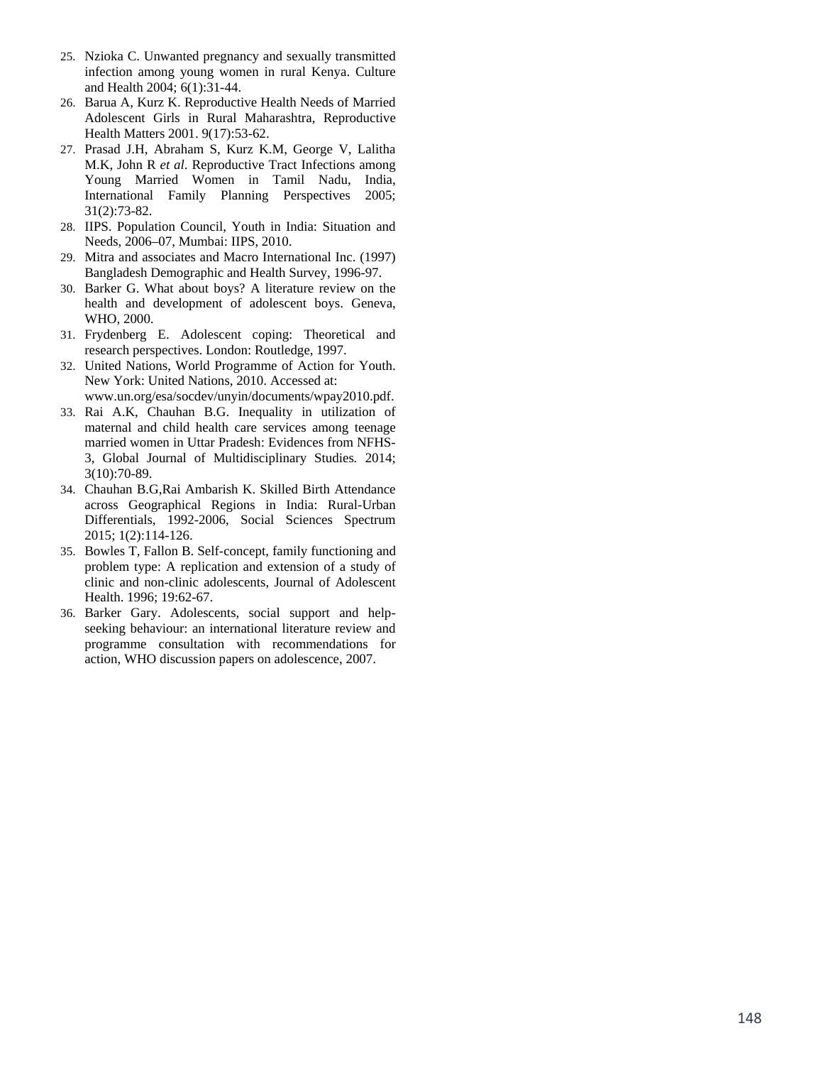25. Nzioka C. Unwanted pregnancy and sexually transmitted infection among young women in rural Kenya. Culture and Health 2004; 6(1):31-44.
26. Barua A, Kurz K. Reproductive Health Needs of Married Adolescent Girls in Rural Maharashtra, Reproductive Health Matters 2001. 9(17):53-62.
27. Prasad J.H, Abraham S, Kurz K.M, George V, Lalitha M.K, John R *et al*. Reproductive Tract Infections among Young Married Women in Tamil Nadu, India, International Family Planning Perspectives 2005; 31(2):73-82.
28. IIPS. Population Council, Youth in India: Situation and Needs, 2006–07, Mumbai: IIPS, 2010.
29. Mitra and associates and Macro International Inc. (1997) Bangladesh Demographic and Health Survey, 1996-97.
30. Barker G. What about boys? A literature review on the health and development of adolescent boys. Geneva, WHO, 2000.
31. Frydenberg E. Adolescent coping: Theoretical and research perspectives. London: Routledge, 1997.
32. United Nations, World Programme of Action for Youth. New York: United Nations, 2010. Accessed at: www.un.org/esa/socdev/unyin/documents/wpay2010.pdf.
33. Rai A.K, Chauhan B.G. Inequality in utilization of maternal and child health care services among teenage married women in Uttar Pradesh: Evidences from NFHS-3, Global Journal of Multidisciplinary Studies. 2014; 3(10):70-89.
34. Chauhan B.G,Rai Ambarish K. Skilled Birth Attendance across Geographical Regions in India: Rural-Urban Differentials, 1992-2006, Social Sciences Spectrum 2015; 1(2):114-126.
35. Bowles T, Fallon B. Self-concept, family functioning and problem type: A replication and extension of a study of clinic and non-clinic adolescents, Journal of Adolescent Health. 1996; 19:62-67.
36. Barker Gary. Adolescents, social support and help-seeking behaviour: an international literature review and programme consultation with recommendations for action, WHO discussion papers on adolescence, 2007.